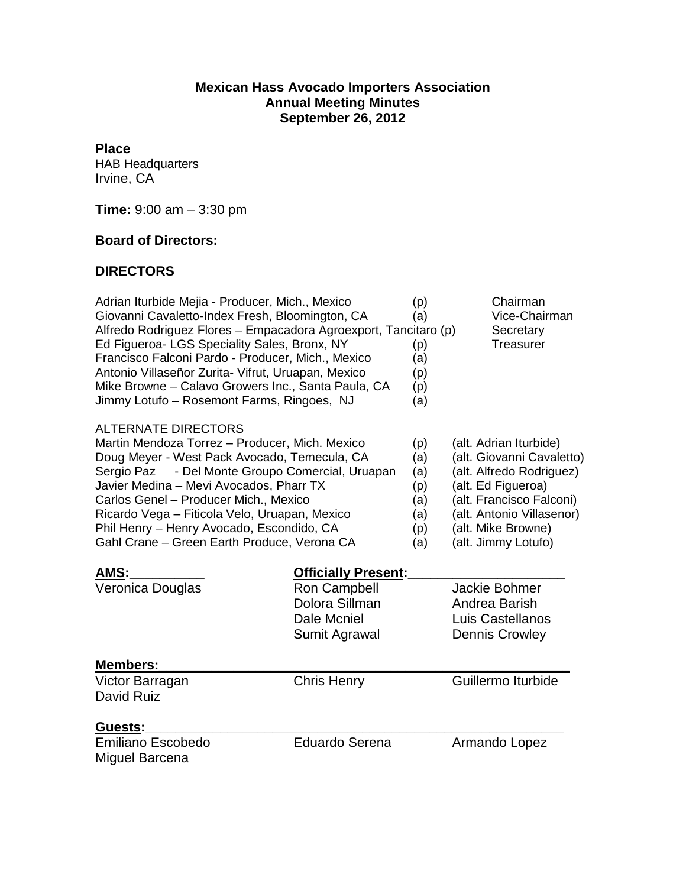**Mexican Hass Avocado Importers Association**
**Annual Meeting Minutes**
**September 26, 2012**

**Place**
HAB Headquarters
Irvine, CA

**Time:** 9:00 am – 3:30 pm

**Board of Directors:**

**DIRECTORS**

| | | |
|---|---|---|
| Adrian Iturbide Mejia - Producer, Mich., Mexico | (p) | Chairman |
| Giovanni Cavaletto-Index Fresh, Bloomington, CA | (a) | Vice-Chairman |
| Alfredo Rodriguez Flores – Empacadora Agroexport, Tancitaro | (p) | Secretary |
| Ed Figueroa- LGS Speciality Sales, Bronx, NY | (p) | Treasurer |
| Francisco Falconi Pardo - Producer, Mich., Mexico | (a) | |
| Antonio Villaseñor Zurita- Vifrut, Uruapan, Mexico | (p) | |
| Mike Browne – Calavo Growers Inc., Santa Paula, CA | (p) | |
| Jimmy Lotufo – Rosemont Farms, Ringoes, NJ | (a) | |

ALTERNATE DIRECTORS

| | | |
|---|---|---|
| Martin Mendoza Torrez – Producer, Mich. Mexico | (p) | (alt. Adrian Iturbide) |
| Doug Meyer - West Pack Avocado, Temecula, CA | (a) | (alt. Giovanni Cavaletto) |
| Sergio Paz - Del Monte Groupo Comercial, Uruapan | (a) | (alt. Alfredo Rodriguez) |
| Javier Medina – Mevi Avocados, Pharr TX | (p) | (alt. Ed Figueroa) |
| Carlos Genel – Producer Mich., Mexico | (a) | (alt. Francisco Falconi) |
| Ricardo Vega – Ficticola Velo, Uruapan, Mexico | (a) | (alt. Antonio Villasenor) |
| Phil Henry – Henry Avocado, Escondido, CA | (p) | (alt. Mike Browne) |
| Gahl Crane – Green Earth Produce, Verona CA | (a) | (alt. Jimmy Lotufo) |

**AMS:**
Veronica Douglas

**Officially Present:**
Ron Campbell
Dolora Sillman
Dale Mcniel
Sumit Agrawal
Jackie Bohmer
Andrea Barish
Luis Castellanos
Dennis Crowley

**Members:**
Victor Barragan
David Ruiz
Chris Henry
Guillermo Iturbide

**Guests:**
Emiliano Escobedo
Miguel Barcena
Eduardo Serena
Armando Lopez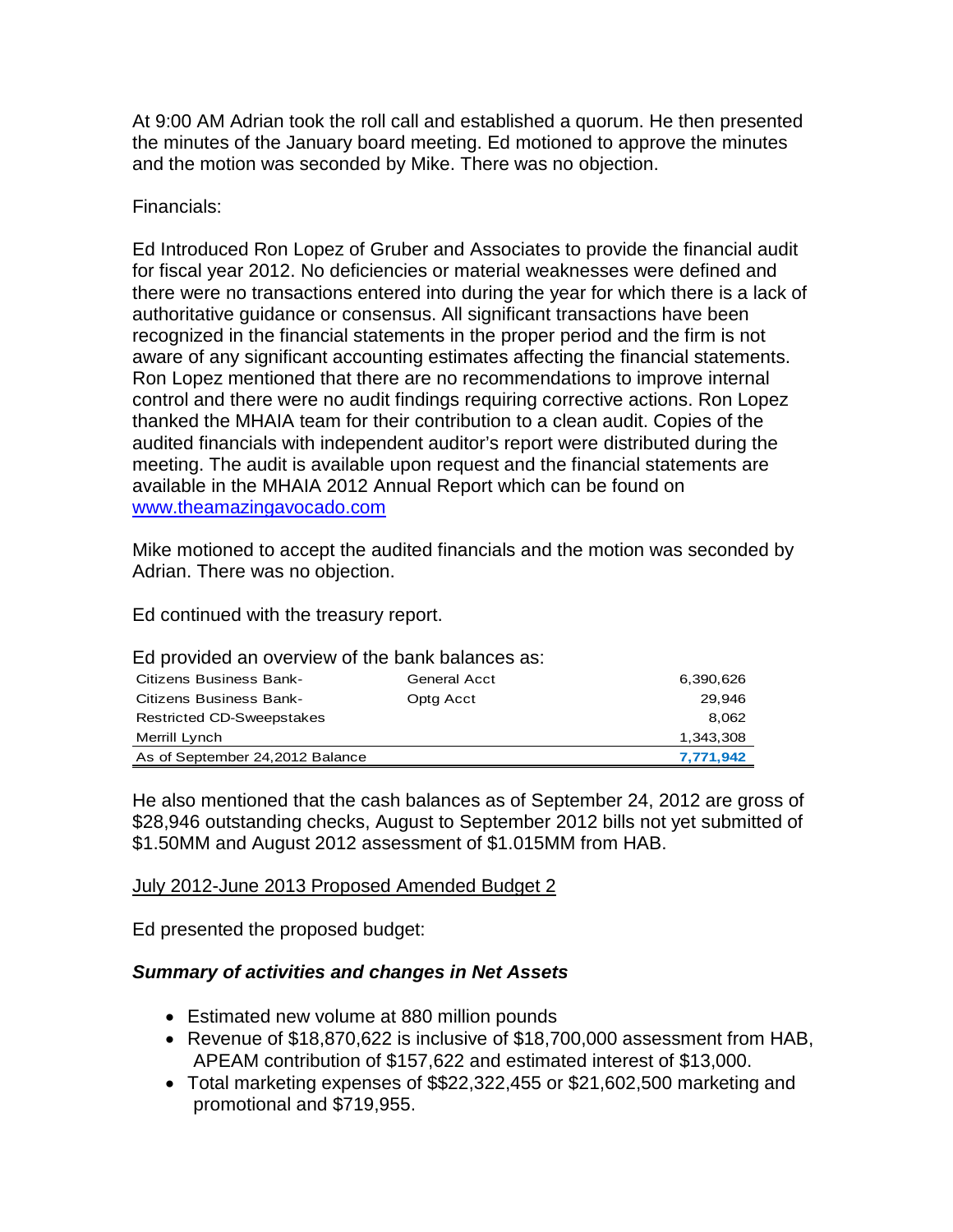At 9:00 AM Adrian took the roll call and established a quorum. He then presented the minutes of the January board meeting. Ed motioned to approve the minutes and the motion was seconded by Mike. There was no objection.

Financials:

Ed Introduced Ron Lopez of Gruber and Associates to provide the financial audit for fiscal year 2012. No deficiencies or material weaknesses were defined and there were no transactions entered into during the year for which there is a lack of authoritative guidance or consensus. All significant transactions have been recognized in the financial statements in the proper period and the firm is not aware of any significant accounting estimates affecting the financial statements. Ron Lopez mentioned that there are no recommendations to improve internal control and there were no audit findings requiring corrective actions. Ron Lopez thanked the MHAIA team for their contribution to a clean audit. Copies of the audited financials with independent auditor's report were distributed during the meeting. The audit is available upon request and the financial statements are available in the MHAIA 2012 Annual Report which can be found on [www.theamazingavocado.com](http://www.theamazingavocado.com)

Mike motioned to accept the audited financials and the motion was seconded by Adrian. There was no objection.

Ed continued with the treasury report.

Ed provided an overview of the bank balances as:

| | | |
|---|---|---|
| Citizens Business Bank- | General Acct | 6,390,626 |
| Citizens Business Bank- | Optg Acct | 29,946 |
| Restricted CD-Sweepstakes | | 8,062 |
| Merrill Lynch | | 1,343,308 |
| As of September 24,2012 Balance | | **7,771,942** |

He also mentioned that the cash balances as of September 24, 2012 are gross of $28,946 outstanding checks, August to September 2012 bills not yet submitted of $1.50MM and August 2012 assessment of $1.015MM from HAB.

July 2012-June 2013 Proposed Amended Budget 2

Ed presented the proposed budget:

***Summary of activities and changes in Net Assets***

- Estimated new volume at 880 million pounds
- Revenue of $18,870,622 is inclusive of $18,700,000 assessment from HAB, APEAM contribution of $157,622 and estimated interest of $13,000.
- Total marketing expenses of $$22,322,455 or $21,602,500 marketing and promotional and $719,955.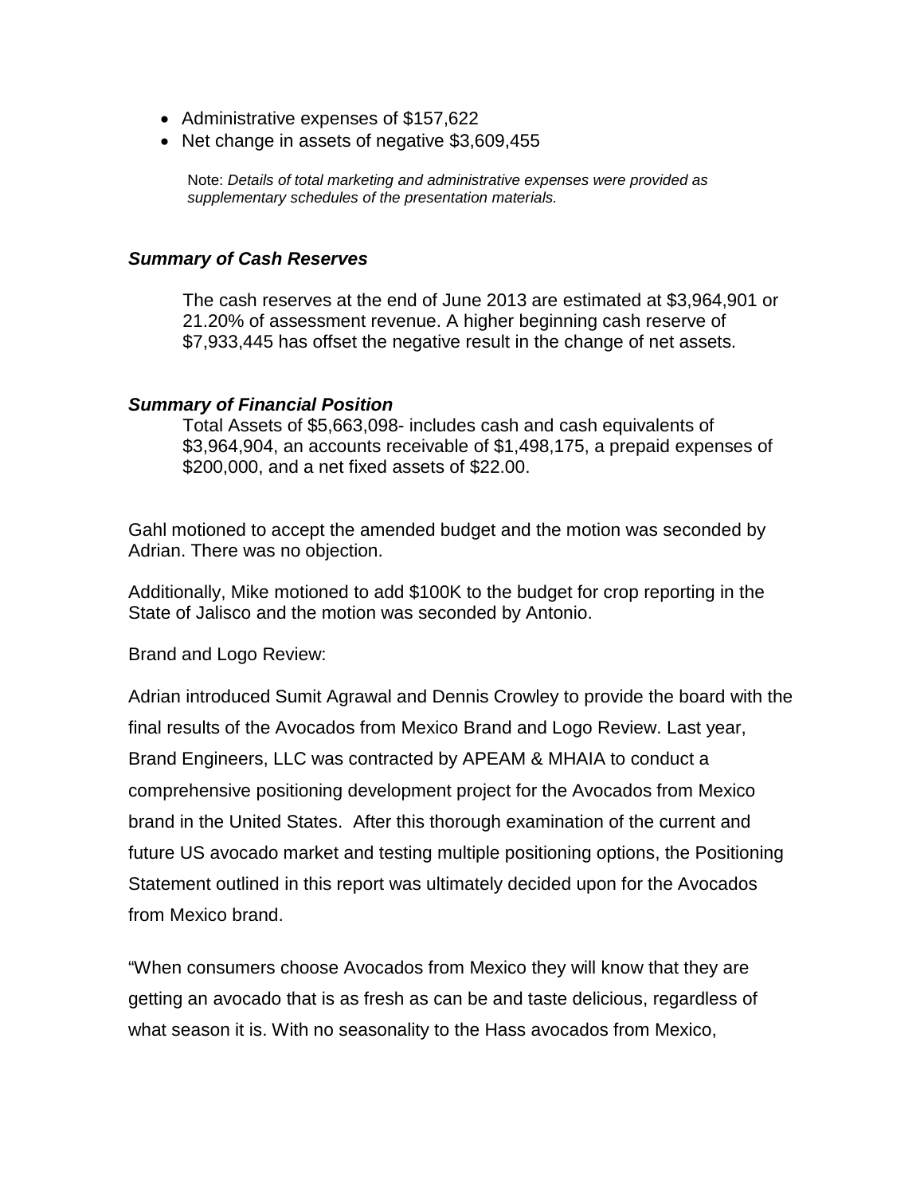- Administrative expenses of $157,622
- Net change in assets of negative $3,609,455

Note: *Details of total marketing and administrative expenses were provided as supplementary schedules of the presentation materials.*

***Summary of Cash Reserves***

The cash reserves at the end of June 2013 are estimated at $3,964,901 or 21.20% of assessment revenue. A higher beginning cash reserve of $7,933,445 has offset the negative result in the change of net assets.

***Summary of Financial Position***

Total Assets of $5,663,098- includes cash and cash equivalents of $3,964,904, an accounts receivable of $1,498,175, a prepaid expenses of $200,000, and a net fixed assets of $22.00.

Gahl motioned to accept the amended budget and the motion was seconded by Adrian. There was no objection.

Additionally, Mike motioned to add $100K to the budget for crop reporting in the State of Jalisco and the motion was seconded by Antonio.

Brand and Logo Review:

Adrian introduced Sumit Agrawal and Dennis Crowley to provide the board with the final results of the Avocados from Mexico Brand and Logo Review. Last year, Brand Engineers, LLC was contracted by APEAM & MHAIA to conduct a comprehensive positioning development project for the Avocados from Mexico brand in the United States. After this thorough examination of the current and future US avocado market and testing multiple positioning options, the Positioning Statement outlined in this report was ultimately decided upon for the Avocados from Mexico brand.

"When consumers choose Avocados from Mexico they will know that they are getting an avocado that is as fresh as can be and taste delicious, regardless of what season it is. With no seasonality to the Hass avocados from Mexico,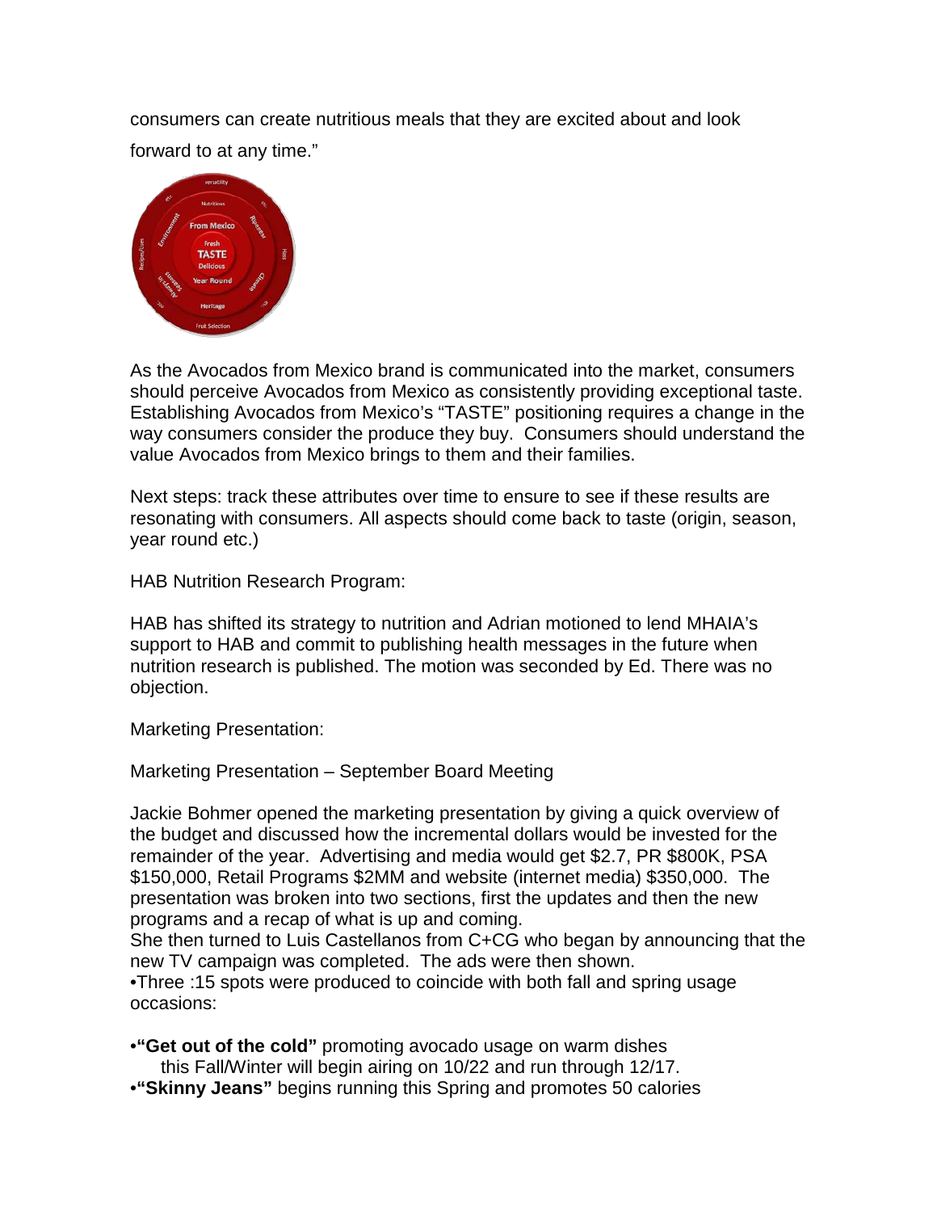consumers can create nutritious meals that they are excited about and look forward to at any time."

As the Avocados from Mexico brand is communicated into the market, consumers should perceive Avocados from Mexico as consistently providing exceptional taste. Establishing Avocados from Mexico's "TASTE" positioning requires a change in the way consumers consider the produce they buy. Consumers should understand the value Avocados from Mexico brings to them and their families.

Next steps: track these attributes over time to ensure to see if these results are resonating with consumers. All aspects should come back to taste (origin, season, year round etc.)

HAB Nutrition Research Program:

HAB has shifted its strategy to nutrition and Adrian motioned to lend MHAIA's support to HAB and commit to publishing health messages in the future when nutrition research is published. The motion was seconded by Ed. There was no objection.

Marketing Presentation:

Marketing Presentation – September Board Meeting

Jackie Bohmer opened the marketing presentation by giving a quick overview of the budget and discussed how the incremental dollars would be invested for the remainder of the year. Advertising and media would get $2.7, PR $800K, PSA $150,000, Retail Programs $2MM and website (internet media) $350,000. The presentation was broken into two sections, first the updates and then the new programs and a recap of what is up and coming.
She then turned to Luis Castellanos from C+CG who began by announcing that the new TV campaign was completed. The ads were then shown.
•Three :15 spots were produced to coincide with both fall and spring usage occasions:

•**"Get out of the cold"** promoting avocado usage on warm dishes this Fall/Winter will begin airing on 10/22 and run through 12/17.
•**"Skinny Jeans"** begins running this Spring and promotes 50 calories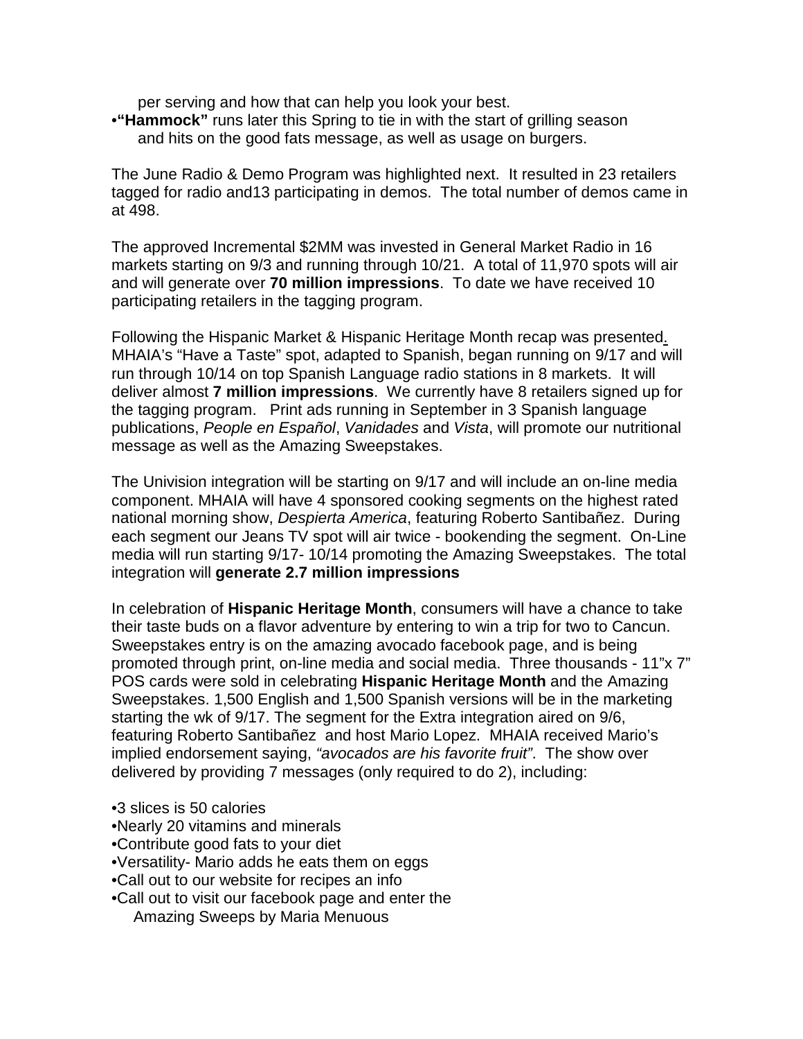per serving and how that can help you look your best.

- **"Hammock"** runs later this Spring to tie in with the start of grilling season and hits on the good fats message, as well as usage on burgers.

The June Radio & Demo Program was highlighted next. It resulted in 23 retailers tagged for radio and13 participating in demos. The total number of demos came in at 498.

The approved Incremental $2MM was invested in General Market Radio in 16 markets starting on 9/3 and running through 10/21. A total of 11,970 spots will air and will generate over **70 million impressions**. To date we have received 10 participating retailers in the tagging program.

Following the Hispanic Market & Hispanic Heritage Month recap was presented. MHAIA's "Have a Taste" spot, adapted to Spanish, began running on 9/17 and will run through 10/14 on top Spanish Language radio stations in 8 markets. It will deliver almost **7 million impressions**. We currently have 8 retailers signed up for the tagging program. Print ads running in September in 3 Spanish language publications, *People en Español*, *Vanidades* and *Vista*, will promote our nutritional message as well as the Amazing Sweepstakes.

The Univision integration will be starting on 9/17 and will include an on-line media component. MHAIA will have 4 sponsored cooking segments on the highest rated national morning show, *Despierta America*, featuring Roberto Santibañez. During each segment our Jeans TV spot will air twice - bookending the segment. On-Line media will run starting 9/17- 10/14 promoting the Amazing Sweepstakes. The total integration will **generate 2.7 million impressions**

In celebration of **Hispanic Heritage Month**, consumers will have a chance to take their taste buds on a flavor adventure by entering to win a trip for two to Cancun. Sweepstakes entry is on the amazing avocado facebook page, and is being promoted through print, on-line media and social media. Three thousands - 11"x 7" POS cards were sold in celebrating **Hispanic Heritage Month** and the Amazing Sweepstakes. 1,500 English and 1,500 Spanish versions will be in the marketing starting the wk of 9/17. The segment for the Extra integration aired on 9/6, featuring Roberto Santibañez and host Mario Lopez. MHAIA received Mario's implied endorsement saying, *"avocados are his favorite fruit"*. The show over delivered by providing 7 messages (only required to do 2), including:

- 3 slices is 50 calories
- Nearly 20 vitamins and minerals
- Contribute good fats to your diet
- Versatility- Mario adds he eats them on eggs
- Call out to our website for recipes an info
- Call out to visit our facebook page and enter the Amazing Sweeps by Maria Menuous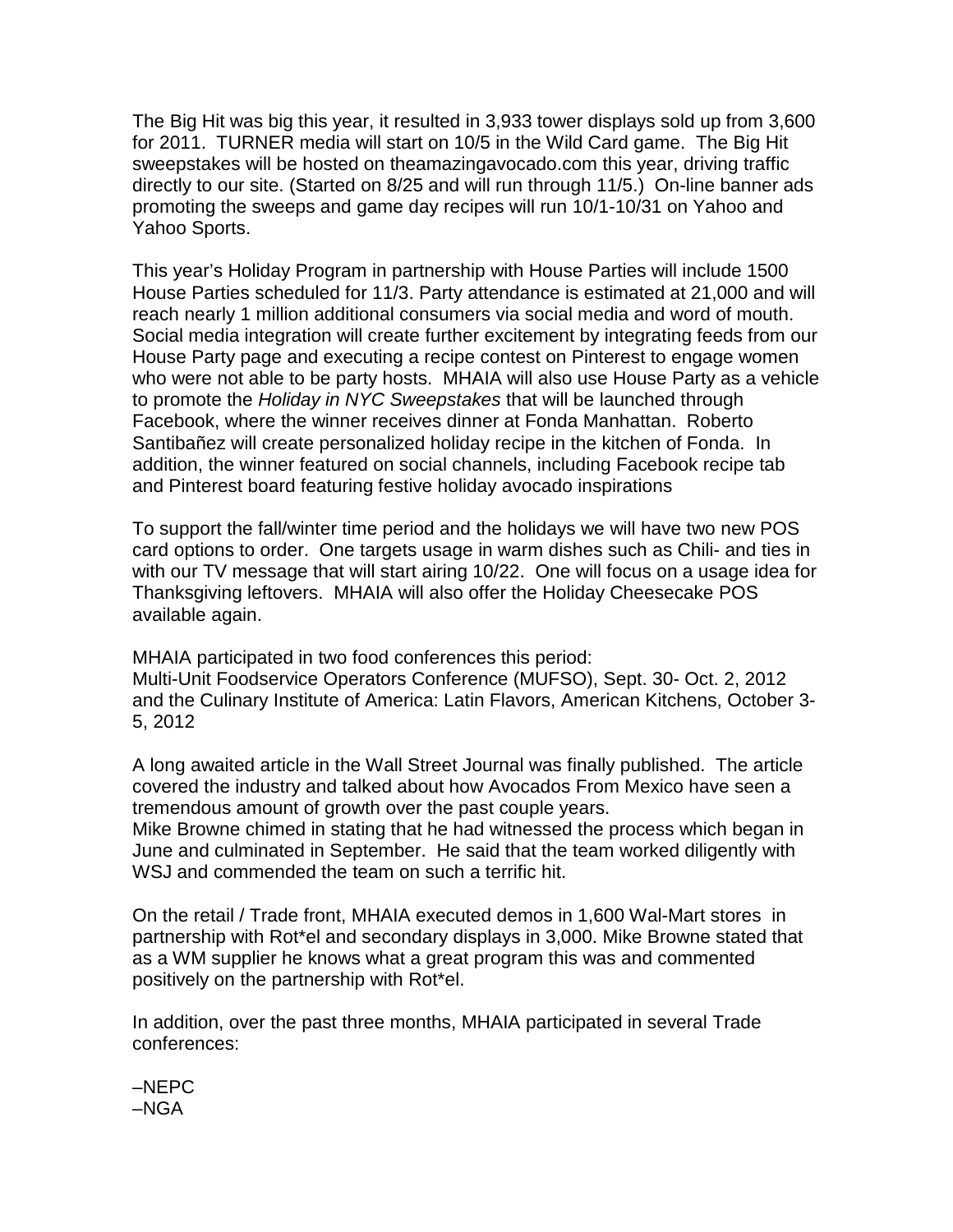The Big Hit was big this year, it resulted in 3,933 tower displays sold up from 3,600 for 2011. TURNER media will start on 10/5 in the Wild Card game. The Big Hit sweepstakes will be hosted on theamazingavocado.com this year, driving traffic directly to our site. (Started on 8/25 and will run through 11/5.) On-line banner ads promoting the sweeps and game day recipes will run 10/1-10/31 on Yahoo and Yahoo Sports.

This year's Holiday Program in partnership with House Parties will include 1500 House Parties scheduled for 11/3. Party attendance is estimated at 21,000 and will reach nearly 1 million additional consumers via social media and word of mouth. Social media integration will create further excitement by integrating feeds from our House Party page and executing a recipe contest on Pinterest to engage women who were not able to be party hosts. MHAIA will also use House Party as a vehicle to promote the *Holiday in NYC Sweepstakes* that will be launched through Facebook, where the winner receives dinner at Fonda Manhattan. Roberto Santibañez will create personalized holiday recipe in the kitchen of Fonda. In addition, the winner featured on social channels, including Facebook recipe tab and Pinterest board featuring festive holiday avocado inspirations

To support the fall/winter time period and the holidays we will have two new POS card options to order. One targets usage in warm dishes such as Chili- and ties in with our TV message that will start airing 10/22. One will focus on a usage idea for Thanksgiving leftovers. MHAIA will also offer the Holiday Cheesecake POS available again.

MHAIA participated in two food conferences this period:
Multi-Unit Foodservice Operators Conference (MUFSO), Sept. 30- Oct. 2, 2012 and the Culinary Institute of America: Latin Flavors, American Kitchens, October 3-5, 2012

A long awaited article in the Wall Street Journal was finally published. The article covered the industry and talked about how Avocados From Mexico have seen a tremendous amount of growth over the past couple years.
Mike Browne chimed in stating that he had witnessed the process which began in June and culminated in September. He said that the team worked diligently with WSJ and commended the team on such a terrific hit.

On the retail / Trade front, MHAIA executed demos in 1,600 Wal-Mart stores in partnership with Rot*el and secondary displays in 3,000. Mike Browne stated that as a WM supplier he knows what a great program this was and commented positively on the partnership with Rot*el.

In addition, over the past three months, MHAIA participated in several Trade conferences:

–NEPC
–NGA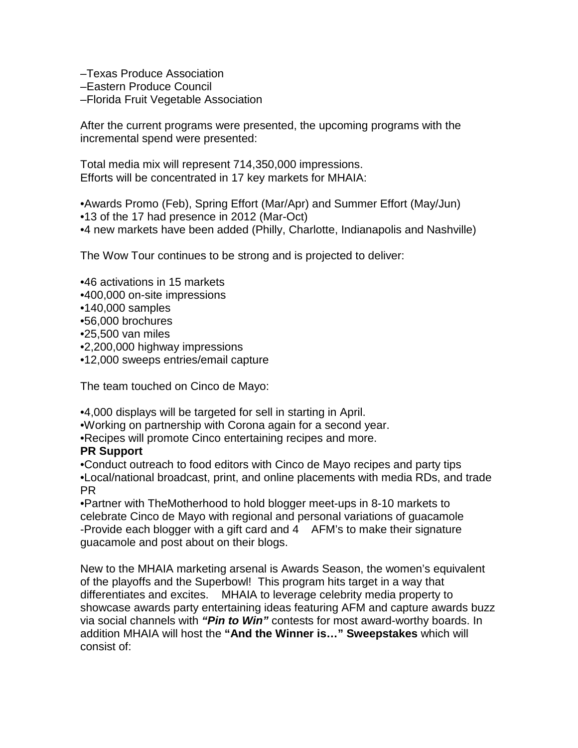–Texas Produce Association
–Eastern Produce Council
–Florida Fruit Vegetable Association

After the current programs were presented, the upcoming programs with the incremental spend were presented:

Total media mix will represent 714,350,000 impressions.
Efforts will be concentrated in 17 key markets for MHAIA:

•Awards Promo (Feb), Spring Effort (Mar/Apr) and Summer Effort (May/Jun)
•13 of the 17 had presence in 2012 (Mar-Oct)
•4 new markets have been added (Philly, Charlotte, Indianapolis and Nashville)

The Wow Tour continues to be strong and is projected to deliver:

•46 activations in 15 markets
•400,000 on-site impressions
•140,000 samples
•56,000 brochures
•25,500 van miles
•2,200,000 highway impressions
•12,000 sweeps entries/email capture

The team touched on Cinco de Mayo:

•4,000 displays will be targeted for sell in starting in April.
•Working on partnership with Corona again for a second year.
•Recipes will promote Cinco entertaining recipes and more.

**PR Support**

•Conduct outreach to food editors with Cinco de Mayo recipes and party tips
•Local/national broadcast, print, and online placements with media RDs, and trade PR
•Partner with TheMotherhood to hold blogger meet-ups in 8-10 markets to celebrate Cinco de Mayo with regional and personal variations of guacamole
-Provide each blogger with a gift card and 4 AFM's to make their signature guacamole and post about on their blogs.

New to the MHAIA marketing arsenal is Awards Season, the women's equivalent of the playoffs and the Superbowl! This program hits target in a way that differentiates and excites. MHAIA to leverage celebrity media property to showcase awards party entertaining ideas featuring AFM and capture awards buzz via social channels with ***"Pin to Win"*** contests for most award-worthy boards. In addition MHAIA will host the **"And the Winner is…" Sweepstakes** which will consist of: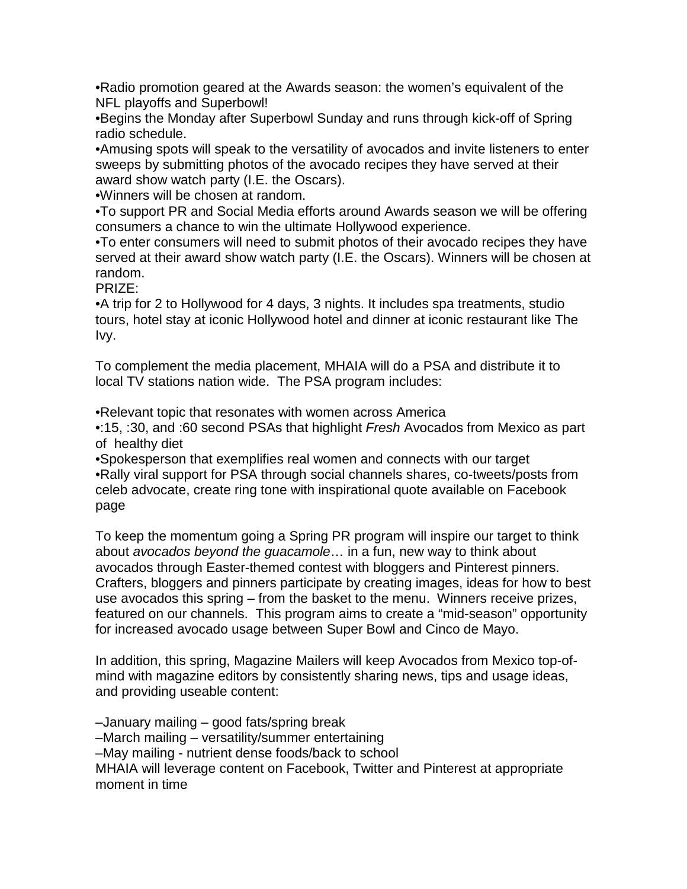•Radio promotion geared at the Awards season: the women's equivalent of the NFL playoffs and Superbowl!
•Begins the Monday after Superbowl Sunday and runs through kick-off of Spring radio schedule.
•Amusing spots will speak to the versatility of avocados and invite listeners to enter sweeps by submitting photos of the avocado recipes they have served at their award show watch party (I.E. the Oscars).
•Winners will be chosen at random.
•To support PR and Social Media efforts around Awards season we will be offering consumers a chance to win the ultimate Hollywood experience.
•To enter consumers will need to submit photos of their avocado recipes they have served at their award show watch party (I.E. the Oscars). Winners will be chosen at random.
PRIZE:
•A trip for 2 to Hollywood for 4 days, 3 nights. It includes spa treatments, studio tours, hotel stay at iconic Hollywood hotel and dinner at iconic restaurant like The Ivy.

To complement the media placement, MHAIA will do a PSA and distribute it to local TV stations nation wide. The PSA program includes:

•Relevant topic that resonates with women across America
•:15, :30, and :60 second PSAs that highlight *Fresh* Avocados from Mexico as part of healthy diet
•Spokesperson that exemplifies real women and connects with our target
•Rally viral support for PSA through social channels shares, co-tweets/posts from celeb advocate, create ring tone with inspirational quote available on Facebook page

To keep the momentum going a Spring PR program will inspire our target to think about *avocados beyond the guacamole*… in a fun, new way to think about avocados through Easter-themed contest with bloggers and Pinterest pinners. Crafters, bloggers and pinners participate by creating images, ideas for how to best use avocados this spring – from the basket to the menu. Winners receive prizes, featured on our channels. This program aims to create a "mid-season" opportunity for increased avocado usage between Super Bowl and Cinco de Mayo.

In addition, this spring, Magazine Mailers will keep Avocados from Mexico top-of-mind with magazine editors by consistently sharing news, tips and usage ideas, and providing useable content:

–January mailing – good fats/spring break
–March mailing – versatility/summer entertaining
–May mailing - nutrient dense foods/back to school
MHAIA will leverage content on Facebook, Twitter and Pinterest at appropriate moment in time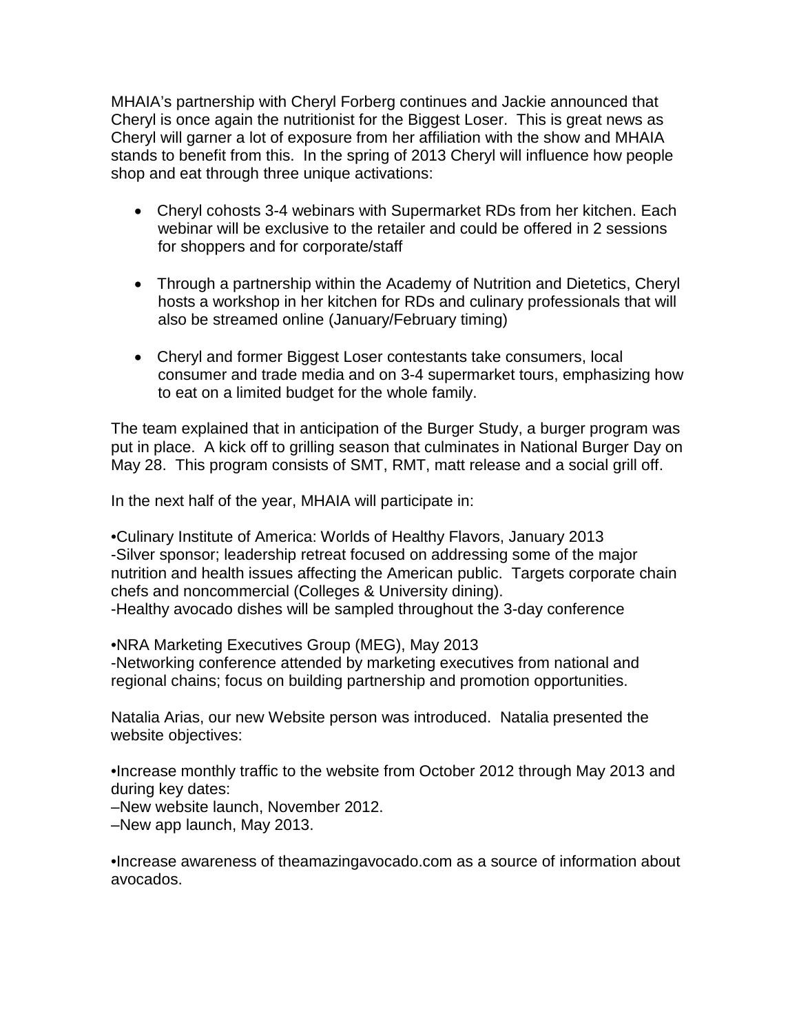MHAIA's partnership with Cheryl Forberg continues and Jackie announced that Cheryl is once again the nutritionist for the Biggest Loser. This is great news as Cheryl will garner a lot of exposure from her affiliation with the show and MHAIA stands to benefit from this. In the spring of 2013 Cheryl will influence how people shop and eat through three unique activations:

- Cheryl cohosts 3-4 webinars with Supermarket RDs from her kitchen. Each webinar will be exclusive to the retailer and could be offered in 2 sessions for shoppers and for corporate/staff

- Through a partnership within the Academy of Nutrition and Dietetics, Cheryl hosts a workshop in her kitchen for RDs and culinary professionals that will also be streamed online (January/February timing)

- Cheryl and former Biggest Loser contestants take consumers, local consumer and trade media and on 3-4 supermarket tours, emphasizing how to eat on a limited budget for the whole family.

The team explained that in anticipation of the Burger Study, a burger program was put in place. A kick off to grilling season that culminates in National Burger Day on May 28. This program consists of SMT, RMT, matt release and a social grill off.

In the next half of the year, MHAIA will participate in:

•Culinary Institute of America: Worlds of Healthy Flavors, January 2013
-Silver sponsor; leadership retreat focused on addressing some of the major nutrition and health issues affecting the American public. Targets corporate chain chefs and noncommercial (Colleges & University dining).
-Healthy avocado dishes will be sampled throughout the 3-day conference

•NRA Marketing Executives Group (MEG), May 2013
-Networking conference attended by marketing executives from national and regional chains; focus on building partnership and promotion opportunities.

Natalia Arias, our new Website person was introduced. Natalia presented the website objectives:

•Increase monthly traffic to the website from October 2012 through May 2013 and during key dates:
–New website launch, November 2012.
–New app launch, May 2013.

•Increase awareness of theamazingavocado.com as a source of information about avocados.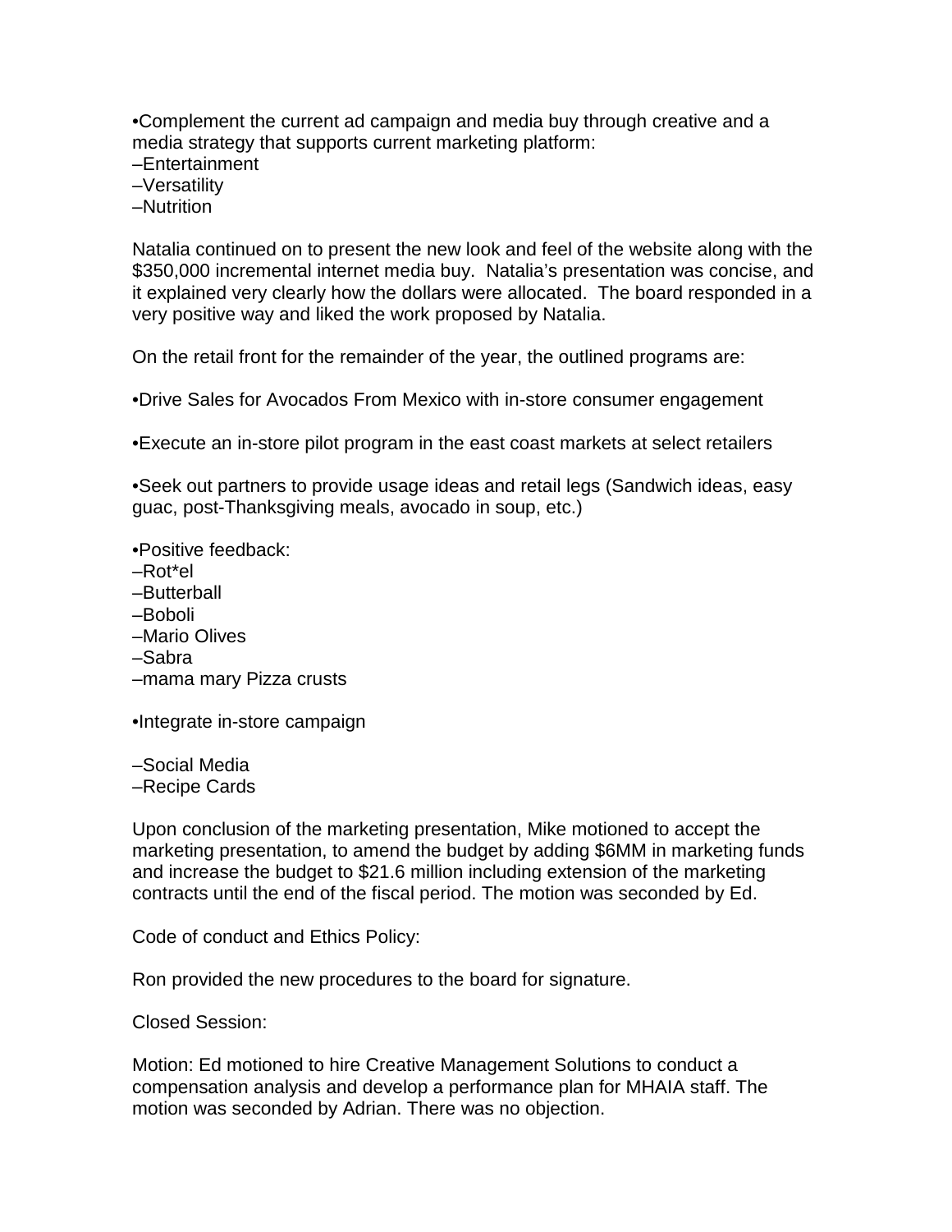•Complement the current ad campaign and media buy through creative and a media strategy that supports current marketing platform:
–Entertainment
–Versatility
–Nutrition

Natalia continued on to present the new look and feel of the website along with the $350,000 incremental internet media buy. Natalia's presentation was concise, and it explained very clearly how the dollars were allocated. The board responded in a very positive way and liked the work proposed by Natalia.

On the retail front for the remainder of the year, the outlined programs are:

•Drive Sales for Avocados From Mexico with in-store consumer engagement

•Execute an in-store pilot program in the east coast markets at select retailers

•Seek out partners to provide usage ideas and retail legs (Sandwich ideas, easy guac, post-Thanksgiving meals, avocado in soup, etc.)

•Positive feedback:
–Rot*el
–Butterball
–Boboli
–Mario Olives
–Sabra
–mama mary Pizza crusts

•Integrate in-store campaign

–Social Media
–Recipe Cards

Upon conclusion of the marketing presentation, Mike motioned to accept the marketing presentation, to amend the budget by adding $6MM in marketing funds and increase the budget to $21.6 million including extension of the marketing contracts until the end of the fiscal period. The motion was seconded by Ed.

Code of conduct and Ethics Policy:

Ron provided the new procedures to the board for signature.

Closed Session:

Motion: Ed motioned to hire Creative Management Solutions to conduct a compensation analysis and develop a performance plan for MHAIA staff. The motion was seconded by Adrian. There was no objection.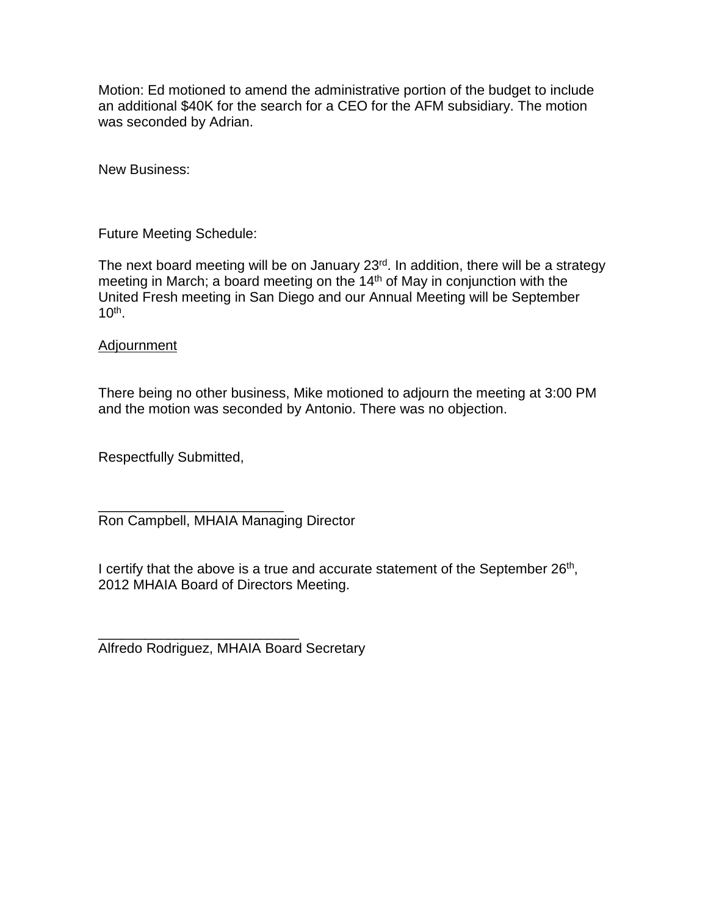Motion: Ed motioned to amend the administrative portion of the budget to include an additional $40K for the search for a CEO for the AFM subsidiary. The motion was seconded by Adrian.

New Business:

Future Meeting Schedule:

The next board meeting will be on January 23rd. In addition, there will be a strategy meeting in March; a board meeting on the 14th of May in conjunction with the United Fresh meeting in San Diego and our Annual Meeting will be September 10th.

<u>Adjournment</u>

There being no other business, Mike motioned to adjourn the meeting at 3:00 PM and the motion was seconded by Antonio. There was no objection.

Respectfully Submitted,

________________________
Ron Campbell, MHAIA Managing Director

I certify that the above is a true and accurate statement of the September 26th, 2012 MHAIA Board of Directors Meeting.

__________________________
Alfredo Rodriguez, MHAIA Board Secretary